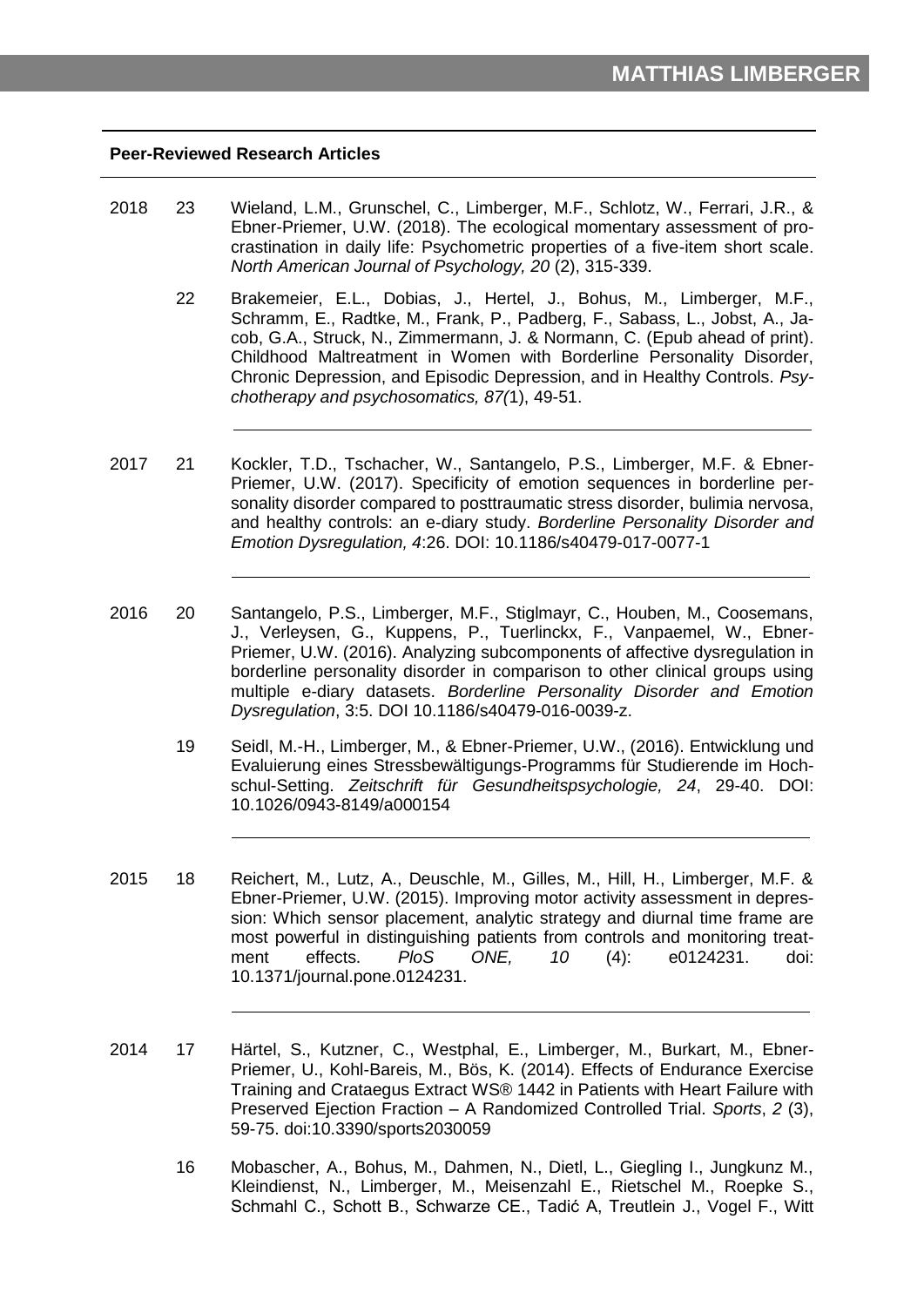### Peer-Reviewed Research Articles

2018

23 Wieland, L.M., Grunschel, C., Limberger, M.F., Schlotz, W., Ferrari, J.R., & Ebner-Priemer, U.W. (2018). The ecological momentary assessment of procrastination in daily life: Psychometric properties of a five-item short scale. *North American Journal of Psychology, 20* (2), 315-339.

22 Brakemeier, E.L., Dobias, J., Hertel, J., Bohus, M., Limberger, M.F., Schramm, E., Radtke, M., Frank, P., Padberg, F., Sabass, L., Jobst, A., Jacob, G.A., Struck, N., Zimmermann, J. & Normann, C. (Epub ahead of print). Childhood Maltreatment in Women with Borderline Personality Disorder, Chronic Depression, and Episodic Depression, and in Healthy Controls. *Psychotherapy and psychosomatics, 87(*1), 49-51.

2017

21 Kockler, T.D., Tschacher, W., Santangelo, P.S., Limberger, M.F. & Ebner-Priemer, U.W. (2017). Specificity of emotion sequences in borderline personality disorder compared to posttraumatic stress disorder, bulimia nervosa, and healthy controls: an e-diary study. *Borderline Personality Disorder and Emotion Dysregulation, 4*:26. DOI: 10.1186/s40479-017-0077-1

2016

20 Santangelo, P.S., Limberger, M.F., Stiglmayr, C., Houben, M., Coosemans, J., Verleysen, G., Kuppens, P., Tuerlinckx, F., Vanpaemel, W., Ebner-Priemer, U.W. (2016). Analyzing subcomponents of affective dysregulation in borderline personality disorder in comparison to other clinical groups using multiple e-diary datasets. *Borderline Personality Disorder and Emotion Dysregulation*, 3:5. DOI 10.1186/s40479-016-0039-z.

19 Seidl, M.-H., Limberger, M., & Ebner-Priemer, U.W., (2016). Entwicklung und Evaluierung eines Stressbewältigungs-Programms für Studierende im Hochschul-Setting. *Zeitschrift für Gesundheitspsychologie, 24*, 29-40. DOI: 10.1026/0943-8149/a000154

2015

18 Reichert, M., Lutz, A., Deuschle, M., Gilles, M., Hill, H., Limberger, M.F. & Ebner-Priemer, U.W. (2015). Improving motor activity assessment in depression: Which sensor placement, analytic strategy and diurnal time frame are most powerful in distinguishing patients from controls and monitoring treatment effects. *PloS ONE, 10* (4): e0124231. doi: 10.1371/journal.pone.0124231.

2014

17 Härtel, S., Kutzner, C., Westphal, E., Limberger, M., Burkart, M., Ebner-Priemer, U., Kohl-Bareis, M., Bös, K. (2014). Effects of Endurance Exercise Training and Crataegus Extract WS® 1442 in Patients with Heart Failure with Preserved Ejection Fraction – A Randomized Controlled Trial. *Sports*, *2* (3), 59-75. doi:10.3390/sports2030059

16 Mobascher, A., Bohus, M., Dahmen, N., Dietl, L., Giegling I., Jungkunz M., Kleindienst, N., Limberger, M., Meisenzahl E., Rietschel M., Roepke S., Schmahl C., Schott B., Schwarze CE., Tadić A, Treutlein J., Vogel F., Witt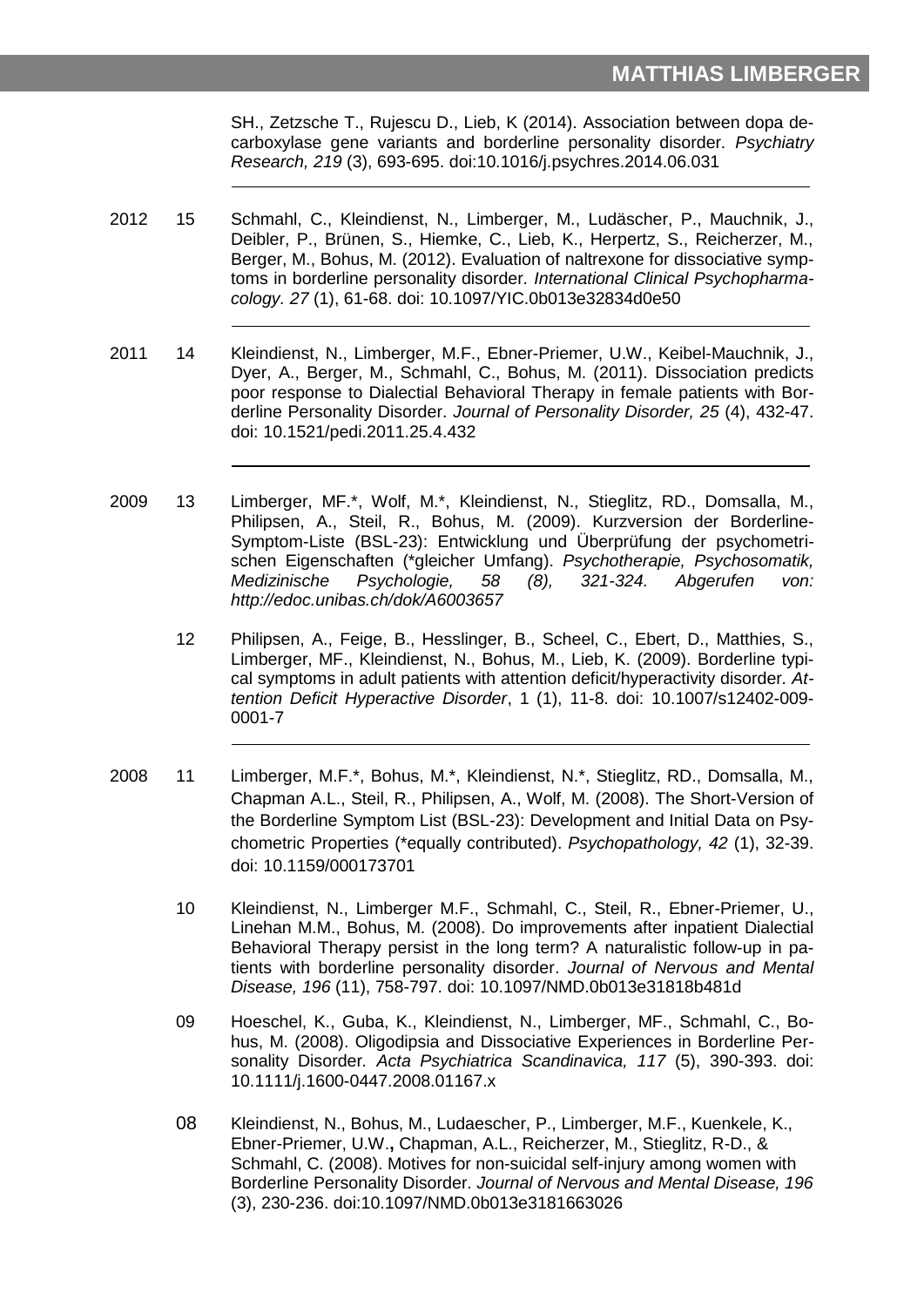SH., Zetzsche T., Rujescu D., Lieb, K (2014). Association between dopa decarboxylase gene variants and borderline personality disorder. *Psychiatry Research, 219* (3), 693-695. doi:10.1016/j.psychres.2014.06.031

---

2012 15 Schmahl, C., Kleindienst, N., Limberger, M., Ludäscher, P., Mauchnik, J., Deibler, P., Brünen, S., Hiemke, C., Lieb, K., Herpertz, S., Reicherzer, M., Berger, M., Bohus, M. (2012). Evaluation of naltrexone for dissociative symptoms in borderline personality disorder. *International Clinical Psychopharmacology. 27* (1), 61-68. doi: 10.1097/YIC.0b013e32834d0e50

---

2011 14 Kleindienst, N., Limberger, M.F., Ebner-Priemer, U.W., Keibel-Mauchnik, J., Dyer, A., Berger, M., Schmahl, C., Bohus, M. (2011). Dissociation predicts poor response to Dialectial Behavioral Therapy in female patients with Borderline Personality Disorder. *Journal of Personality Disorder, 25* (4), 432-47. doi: 10.1521/pedi.2011.25.4.432

---

2009 13 Limberger, MF.*, Wolf, M.*, Kleindienst, N., Stieglitz, RD., Domsalla, M., Philipsen, A., Steil, R., Bohus, M. (2009). Kurzversion der Borderline-Symptom-Liste (BSL-23): Entwicklung und Überprüfung der psychometrischen Eigenschaften (*gleicher Umfang). *Psychotherapie, Psychosomatik, Medizinische Psychologie, 58 (8), 321-324. Abgerufen von: http://edoc.unibas.ch/dok/A6003657*

12 Philipsen, A., Feige, B., Hesslinger, B., Scheel, C., Ebert, D., Matthies, S., Limberger, MF., Kleindienst, N., Bohus, M., Lieb, K. (2009). Borderline typical symptoms in adult patients with attention deficit/hyperactivity disorder. *Attention Deficit Hyperactive Disorder*, 1 (1), 11-8. doi: 10.1007/s12402-009-0001-7

---

2008 11 Limberger, M.F.*, Bohus, M.*, Kleindienst, N.*, Stieglitz, RD., Domsalla, M., Chapman A.L., Steil, R., Philipsen, A., Wolf, M. (2008). The Short-Version of the Borderline Symptom List (BSL-23): Development and Initial Data on Psychometric Properties (*equally contributed). *Psychopathology, 42* (1), 32-39. doi: 10.1159/000173701

10 Kleindienst, N., Limberger M.F., Schmahl, C., Steil, R., Ebner-Priemer, U., Linehan M.M., Bohus, M. (2008). Do improvements after inpatient Dialectial Behavioral Therapy persist in the long term? A naturalistic follow-up in patients with borderline personality disorder. *Journal of Nervous and Mental Disease, 196* (11), 758-797. doi: 10.1097/NMD.0b013e31818b481d

09 Hoeschel, K., Guba, K., Kleindienst, N., Limberger, MF., Schmahl, C., Bohus, M. (2008). Oligodipsia and Dissociative Experiences in Borderline Personality Disorder. *Acta Psychiatrica Scandinavica, 117* (5), 390-393. doi: 10.1111/j.1600-0447.2008.01167.x

08 Kleindienst, N., Bohus, M., Ludaescher, P., Limberger, M.F., Kuenkele, K., Ebner-Priemer, U.W., Chapman, A.L., Reicherzer, M., Stieglitz, R-D., & Schmahl, C. (2008). Motives for non-suicidal self-injury among women with Borderline Personality Disorder. *Journal of Nervous and Mental Disease, 196* (3), 230-236. doi:10.1097/NMD.0b013e3181663026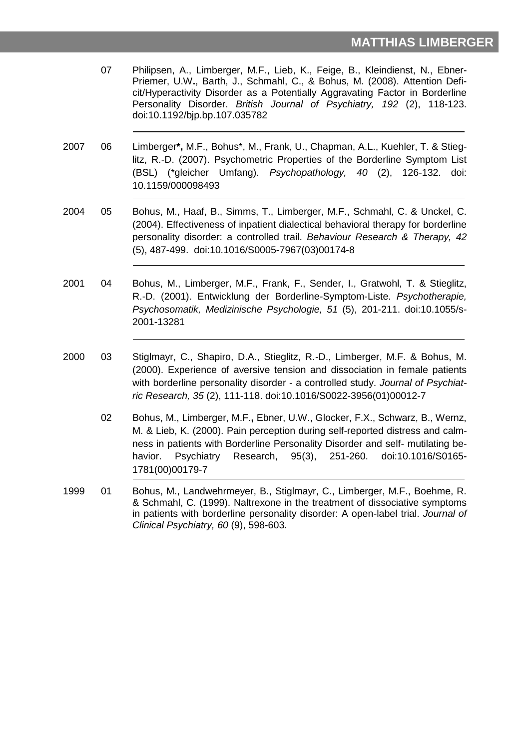07 Philipsen, A., Limberger, M.F., Lieb, K., Feige, B., Kleindienst, N., Ebner-Priemer, U.W**.**, Barth, J., Schmahl, C., & Bohus, M. (2008). Attention Deficit/Hyperactivity Disorder as a Potentially Aggravating Factor in Borderline Personality Disorder. *British Journal of Psychiatry, 192* (2), 118-123. doi:10.1192/bjp.bp.107.035782

---

2007 06 Limberger**\***, M.F., Bohus\*, M., Frank, U., Chapman, A.L., Kuehler, T. & Stieglitz, R.-D. (2007). Psychometric Properties of the Borderline Symptom List (BSL) (\*gleicher Umfang). *Psychopathology, 40* (2), 126-132. doi: 10.1159/000098493

---

2004 05 Bohus, M., Haaf, B., Simms, T., Limberger, M.F., Schmahl, C. & Unckel, C. (2004). Effectiveness of inpatient dialectical behavioral therapy for borderline personality disorder: a controlled trail. *Behaviour Research & Therapy, 42* (5), 487-499. doi:10.1016/S0005-7967(03)00174-8

---

2001 04 Bohus, M., Limberger, M.F., Frank, F., Sender, I., Gratwohl, T. & Stieglitz, R.-D. (2001). Entwicklung der Borderline-Symptom-Liste. *Psychotherapie, Psychosomatik, Medizinische Psychologie, 51* (5), 201-211. doi:10.1055/s-2001-13281

---

2000 03 Stiglmayr, C., Shapiro, D.A., Stieglitz, R.-D., Limberger, M.F. & Bohus, M. (2000). Experience of aversive tension and dissociation in female patients with borderline personality disorder - a controlled study. *Journal of Psychiatric Research, 35* (2), 111-118. doi:10.1016/S0022-3956(01)00012-7

02 Bohus, M., Limberger, M.F.**,** Ebner, U.W., Glocker, F.X., Schwarz, B., Wernz, M. & Lieb, K. (2000). Pain perception during self-reported distress and calmness in patients with Borderline Personality Disorder and self- mutilating behavior. Psychiatry Research, 95(3), 251-260. doi:10.1016/S0165-1781(00)00179-7

---

1999 01 Bohus, M., Landwehrmeyer, B., Stiglmayr, C., Limberger, M.F., Boehme, R. & Schmahl, C. (1999). Naltrexone in the treatment of dissociative symptoms in patients with borderline personality disorder: A open-label trial. *Journal of Clinical Psychiatry, 60* (9), 598-603.